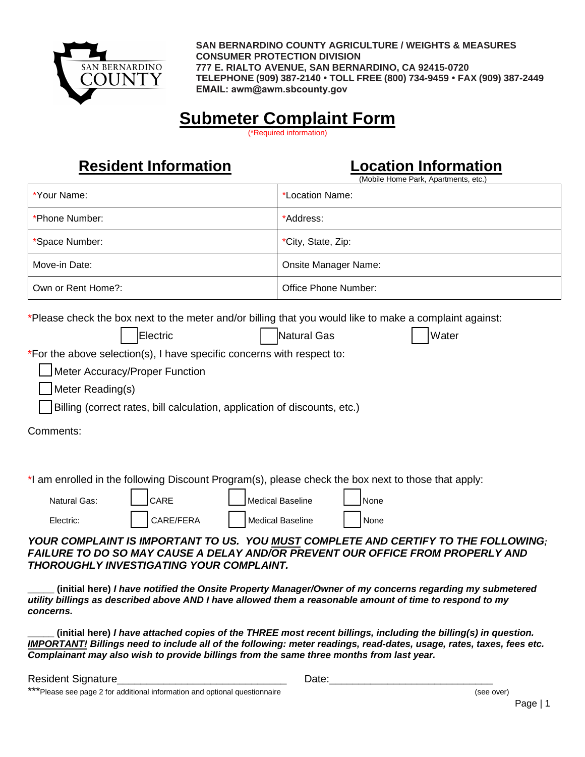**SAN BERNARDINO COUNTY AGRICULTURE / WEIGHTS & MEASURES**
**CONSUMER PROTECTION DIVISION**
**777 E. RIALTO AVENUE, SAN BERNARDINO, CA 92415-0720**
**TELEPHONE (909) 387-2140 • TOLL FREE (800) 734-9459 • FAX (909) 387-2449**
**EMAIL: awm@awm.sbcounty.gov**

# Submeter Complaint Form

(*Required information)

| Resident Information | Location Information (Mobile Home Park, Apartments, etc.) |
|---|---|
| *Your Name: | *Location Name: |
| *Phone Number: | *Address: |
| *Space Number: | *City, State, Zip: |
| Move-in Date: | Onsite Manager Name: |
| Own or Rent Home?: | Office Phone Number: |

*Please check the box next to the meter and/or billing that you would like to make a complaint against:

☐ Electric ☐ Natural Gas ☐ Water

*For the above selection(s), I have specific concerns with respect to:

☐ Meter Accuracy/Proper Function

☐ Meter Reading(s)

☐ Billing (correct rates, bill calculation, application of discounts, etc.)

Comments:

*I am enrolled in the following Discount Program(s), please check the box next to those that apply:

| | | | |
|---|---|---|---|
| Natural Gas: | ☐ CARE | ☐ Medical Baseline | ☐ None |
| Electric: | ☐ CARE/FERA | ☐ Medical Baseline | ☐ None |

***YOUR COMPLAINT IS IMPORTANT TO US. YOU MUST COMPLETE AND CERTIFY TO THE FOLLOWING; FAILURE TO DO SO MAY CAUSE A DELAY AND/OR PREVENT OUR OFFICE FROM PROPERLY AND THOROUGHLY INVESTIGATING YOUR COMPLAINT.***

_____ **(initial here)** ***I have notified the Onsite Property Manager/Owner of my concerns regarding my submetered utility billings as described above AND I have allowed them a reasonable amount of time to respond to my concerns.***

_____ **(initial here)** ***I have attached copies of the THREE most recent billings, including the billing(s) in question. IMPORTANT! Billings need to include all of the following: meter readings, read-dates, usage, rates, taxes, fees etc. Complainant may also wish to provide billings from the same three months from last year.***

Resident Signature_____________________________ Date:___________________________

***Please see page 2 for additional information and optional questionnaire (see over)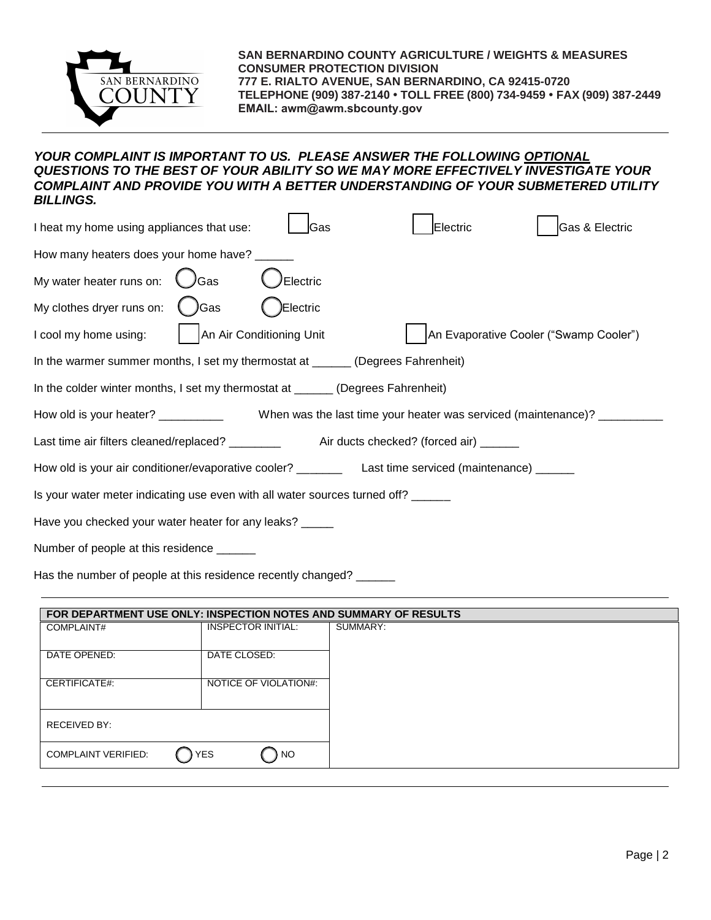**SAN BERNARDINO COUNTY AGRICULTURE / WEIGHTS & MEASURES**
**CONSUMER PROTECTION DIVISION**
**777 E. RIALTO AVENUE, SAN BERNARDINO, CA 92415-0720**
**TELEPHONE (909) 387-2140 • TOLL FREE (800) 734-9459 • FAX (909) 387-2449**
**EMAIL: awm@awm.sbcounty.gov**

---

***YOUR COMPLAINT IS IMPORTANT TO US. PLEASE ANSWER THE FOLLOWING OPTIONAL QUESTIONS TO THE BEST OF YOUR ABILITY SO WE MAY MORE EFFECTIVELY INVESTIGATE YOUR COMPLAINT AND PROVIDE YOU WITH A BETTER UNDERSTANDING OF YOUR SUBMETERED UTILITY BILLINGS.***

I heat my home using appliances that use: ☐ Gas ☐ Electric ☐ Gas & Electric

How many heaters does your home have? ______

My water heater runs on: ◯ Gas ◯ Electric

My clothes dryer runs on: ◯ Gas ◯ Electric

I cool my home using: ☐ An Air Conditioning Unit ☐ An Evaporative Cooler ("Swamp Cooler")

In the warmer summer months, I set my thermostat at ______ (Degrees Fahrenheit)

In the colder winter months, I set my thermostat at ______ (Degrees Fahrenheit)

How old is your heater? __________ When was the last time your heater was serviced (maintenance)? __________

Last time air filters cleaned/replaced? ________ Air ducts checked? (forced air) ______

How old is your air conditioner/evaporative cooler? _______ Last time serviced (maintenance) ______

Is your water meter indicating use even with all water sources turned off? ______

Have you checked your water heater for any leaks? _____

Number of people at this residence ______

Has the number of people at this residence recently changed? ______

---

| FOR DEPARTMENT USE ONLY: INSPECTION NOTES AND SUMMARY OF RESULTS | | |
|---|---|---|
| COMPLAINT# | INSPECTOR INITIAL: | SUMMARY: |
| DATE OPENED: | DATE CLOSED: | |
| CERTIFICATE#: | NOTICE OF VIOLATION#: | |
| RECEIVED BY: | | |
| COMPLAINT VERIFIED: ◯ YES ◯ NO | | |